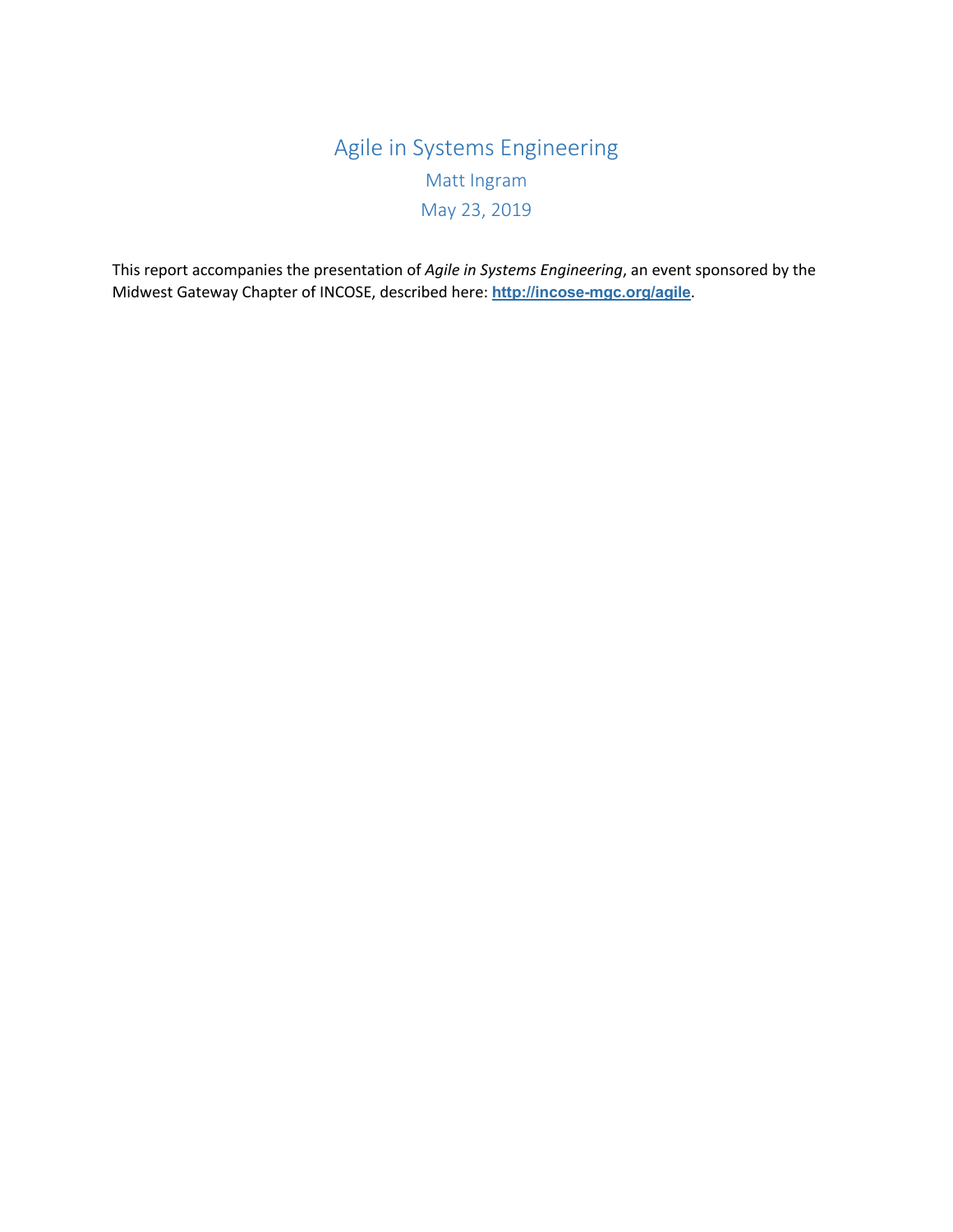# Agile in Systems Engineering

Matt Ingram

May 23, 2019

This report accompanies the presentation of *Agile in Systems Engineering*, an event sponsored by the Midwest Gateway Chapter of INCOSE, described here: **http://incose-mgc.org/agile**.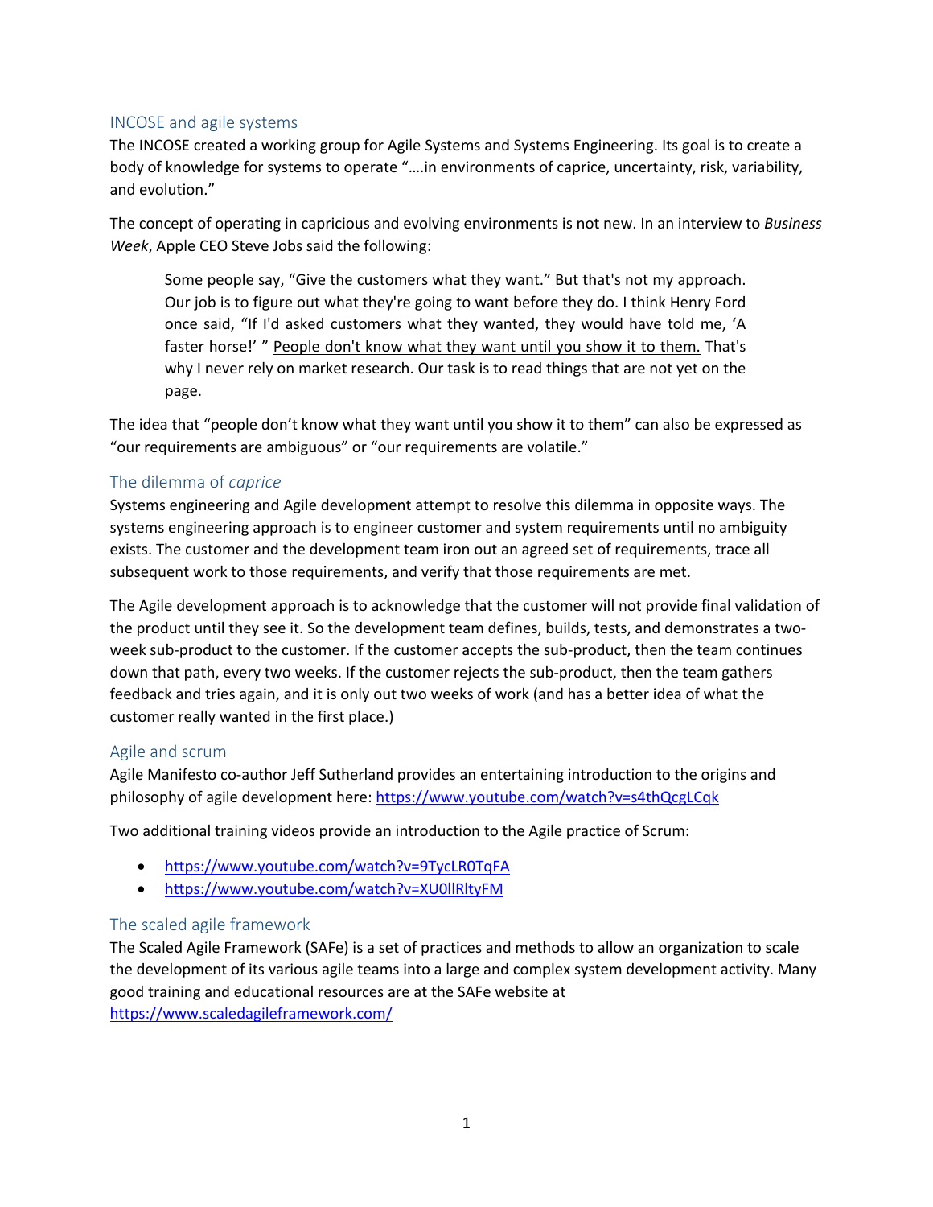## INCOSE and agile systems

The INCOSE created a working group for Agile Systems and Systems Engineering. Its goal is to create a body of knowledge for systems to operate "….in environments of caprice, uncertainty, risk, variability, and evolution."

The concept of operating in capricious and evolving environments is not new. In an interview to *Business Week*, Apple CEO Steve Jobs said the following:

> Some people say, "Give the customers what they want." But that's not my approach. Our job is to figure out what they're going to want before they do. I think Henry Ford once said, "If I'd asked customers what they wanted, they would have told me, 'A faster horse!' " People don't know what they want until you show it to them. That's why I never rely on market research. Our task is to read things that are not yet on the page.

The idea that "people don't know what they want until you show it to them" can also be expressed as "our requirements are ambiguous" or "our requirements are volatile."

## The dilemma of *caprice*

Systems engineering and Agile development attempt to resolve this dilemma in opposite ways. The systems engineering approach is to engineer customer and system requirements until no ambiguity exists. The customer and the development team iron out an agreed set of requirements, trace all subsequent work to those requirements, and verify that those requirements are met.

The Agile development approach is to acknowledge that the customer will not provide final validation of the product until they see it. So the development team defines, builds, tests, and demonstrates a two-week sub-product to the customer. If the customer accepts the sub-product, then the team continues down that path, every two weeks. If the customer rejects the sub-product, then the team gathers feedback and tries again, and it is only out two weeks of work (and has a better idea of what the customer really wanted in the first place.)

## Agile and scrum

Agile Manifesto co-author Jeff Sutherland provides an entertaining introduction to the origins and philosophy of agile development here: https://www.youtube.com/watch?v=s4thQcgLCqk

Two additional training videos provide an introduction to the Agile practice of Scrum:

- https://www.youtube.com/watch?v=9TycLR0TqFA
- https://www.youtube.com/watch?v=XU0llRltyFM

## The scaled agile framework

The Scaled Agile Framework (SAFe) is a set of practices and methods to allow an organization to scale the development of its various agile teams into a large and complex system development activity. Many good training and educational resources are at the SAFe website at https://www.scaledagileframework.com/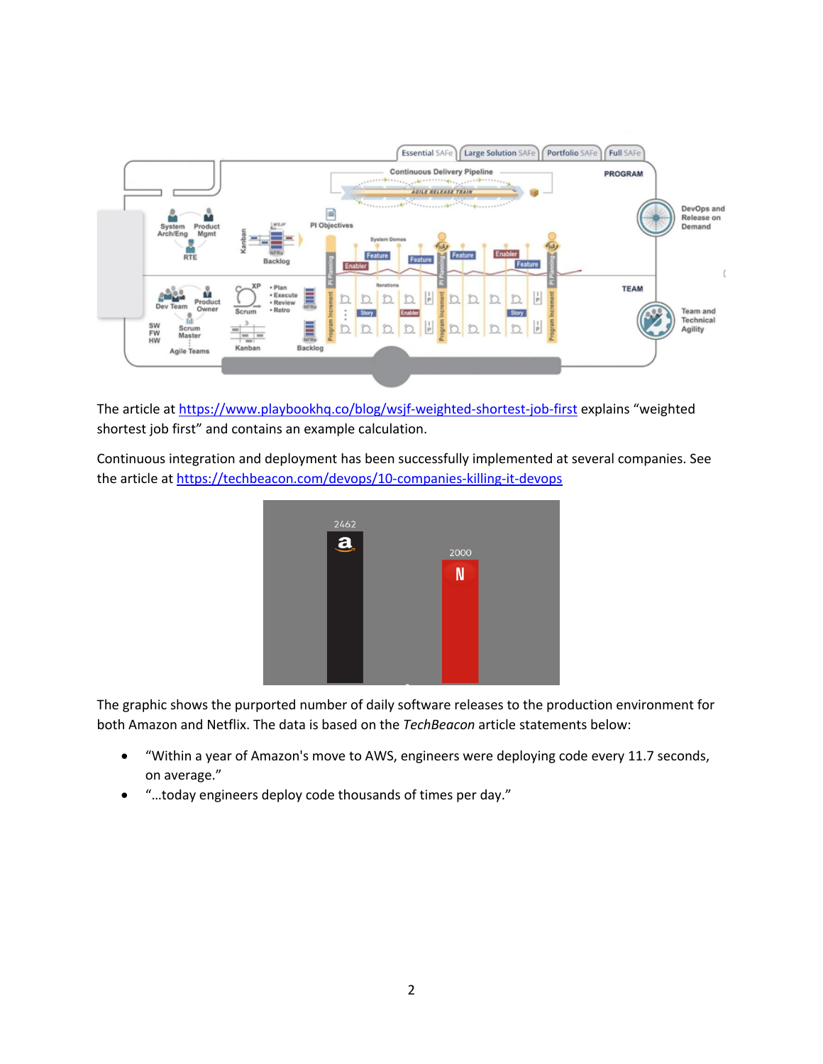Essential SAFe | Large Solution SAFe | Portfolio SAFe | Full SAFe

Continuous Delivery Pipeline

AGILE RELEASE TRAIN

PROGRAM

DevOps and Release on Demand

System Arch/Eng

Product Mgmt

RTE

Kanban

WSJF

NFRs

Backlog

PI Objectives

System Demos

Feature

Enabler

PI Planning

TEAM

Team and Technical Agility

Dev Team

Product Owner

Scrum Master

SW FW HW

Agile Teams

XP

Scrum

• Plan
• Execute
• Review
• Retro

Kanban

Backlog

Iterations

Story

Program Increment

The article at https://www.playbookhq.co/blog/wsjf-weighted-shortest-job-first explains “weighted shortest job first” and contains an example calculation.

Continuous integration and deployment has been successfully implemented at several companies. See the article at https://techbeacon.com/devops/10-companies-killing-it-devops

2462

2000

The graphic shows the purported number of daily software releases to the production environment for both Amazon and Netflix. The data is based on the *TechBeacon* article statements below:

- “Within a year of Amazon's move to AWS, engineers were deploying code every 11.7 seconds, on average.”
- “…today engineers deploy code thousands of times per day.”